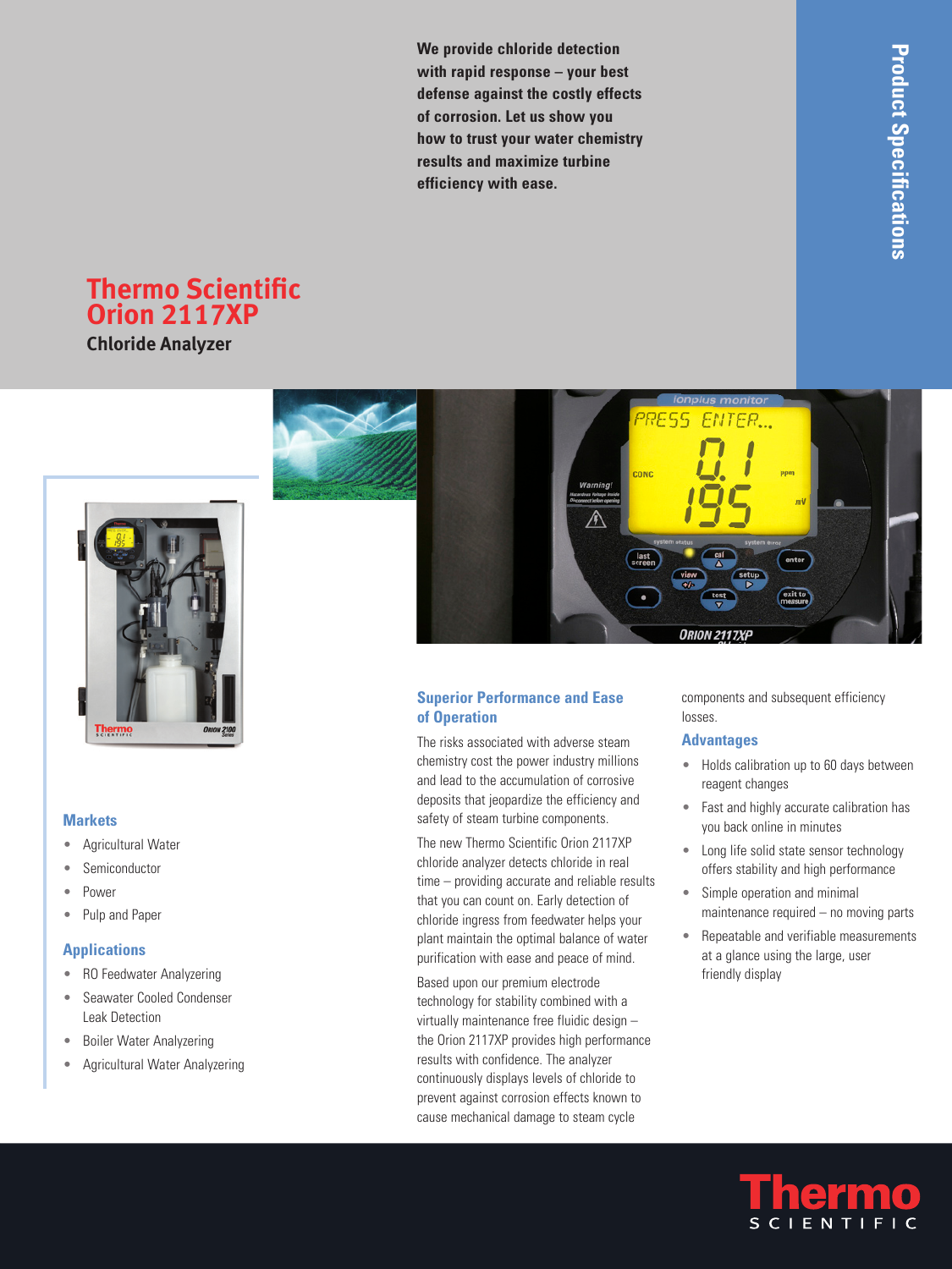Product Specifications

We provide chloride detection with rapid response – your best defense against the costly effects of corrosion. Let us show you how to trust your water chemistry results and maximize turbine efficiency with ease.

# Thermo Scientific Orion 2117XP

## Chloride Analyzer

### Markets

- Agricultural Water
- Semiconductor
- Power
- Pulp and Paper

### Applications

- RO Feedwater Analyzering
- Seawater Cooled Condenser Leak Detection
- Boiler Water Analyzering
- Agricultural Water Analyzering

### Superior Performance and Ease of Operation

The risks associated with adverse steam chemistry cost the power industry millions and lead to the accumulation of corrosive deposits that jeopardize the efficiency and safety of steam turbine components.

The new Thermo Scientific Orion 2117XP chloride analyzer detects chloride in real time – providing accurate and reliable results that you can count on. Early detection of chloride ingress from feedwater helps your plant maintain the optimal balance of water purification with ease and peace of mind.

Based upon our premium electrode technology for stability combined with a virtually maintenance free fluidic design – the Orion 2117XP provides high performance results with confidence. The analyzer continuously displays levels of chloride to prevent against corrosion effects known to cause mechanical damage to steam cycle components and subsequent efficiency losses.

### Advantages

- Holds calibration up to 60 days between reagent changes
- Fast and highly accurate calibration has you back online in minutes
- Long life solid state sensor technology offers stability and high performance
- Simple operation and minimal maintenance required – no moving parts
- Repeatable and verifiable measurements at a glance using the large, user friendly display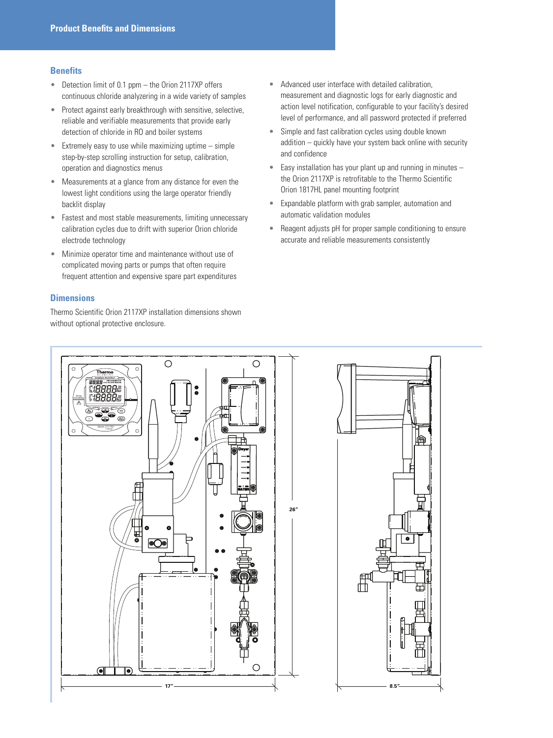## Product Benefits and Dimensions

### Benefits

- Detection limit of 0.1 ppm – the Orion 2117XP offers continuous chloride analyzering in a wide variety of samples
- Protect against early breakthrough with sensitive, selective, reliable and verifiable measurements that provide early detection of chloride in RO and boiler systems
- Extremely easy to use while maximizing uptime – simple step-by-step scrolling instruction for setup, calibration, operation and diagnostics menus
- Measurements at a glance from any distance for even the lowest light conditions using the large operator friendly backlit display
- Fastest and most stable measurements, limiting unnecessary calibration cycles due to drift with superior Orion chloride electrode technology
- Minimize operator time and maintenance without use of complicated moving parts or pumps that often require frequent attention and expensive spare part expenditures
- Advanced user interface with detailed calibration, measurement and diagnostic logs for early diagnostic and action level notification, configurable to your facility's desired level of performance, and all password protected if preferred
- Simple and fast calibration cycles using double known addition – quickly have your system back online with security and confidence
- Easy installation has your plant up and running in minutes – the Orion 2117XP is retrofitable to the Thermo Scientific Orion 1817HL panel mounting footprint
- Expandable platform with grab sampler, automation and automatic validation modules
- Reagent adjusts pH for proper sample conditioning to ensure accurate and reliable measurements consistently

### Dimensions

Thermo Scientific Orion 2117XP installation dimensions shown without optional protective enclosure.

26″

17″

8.5″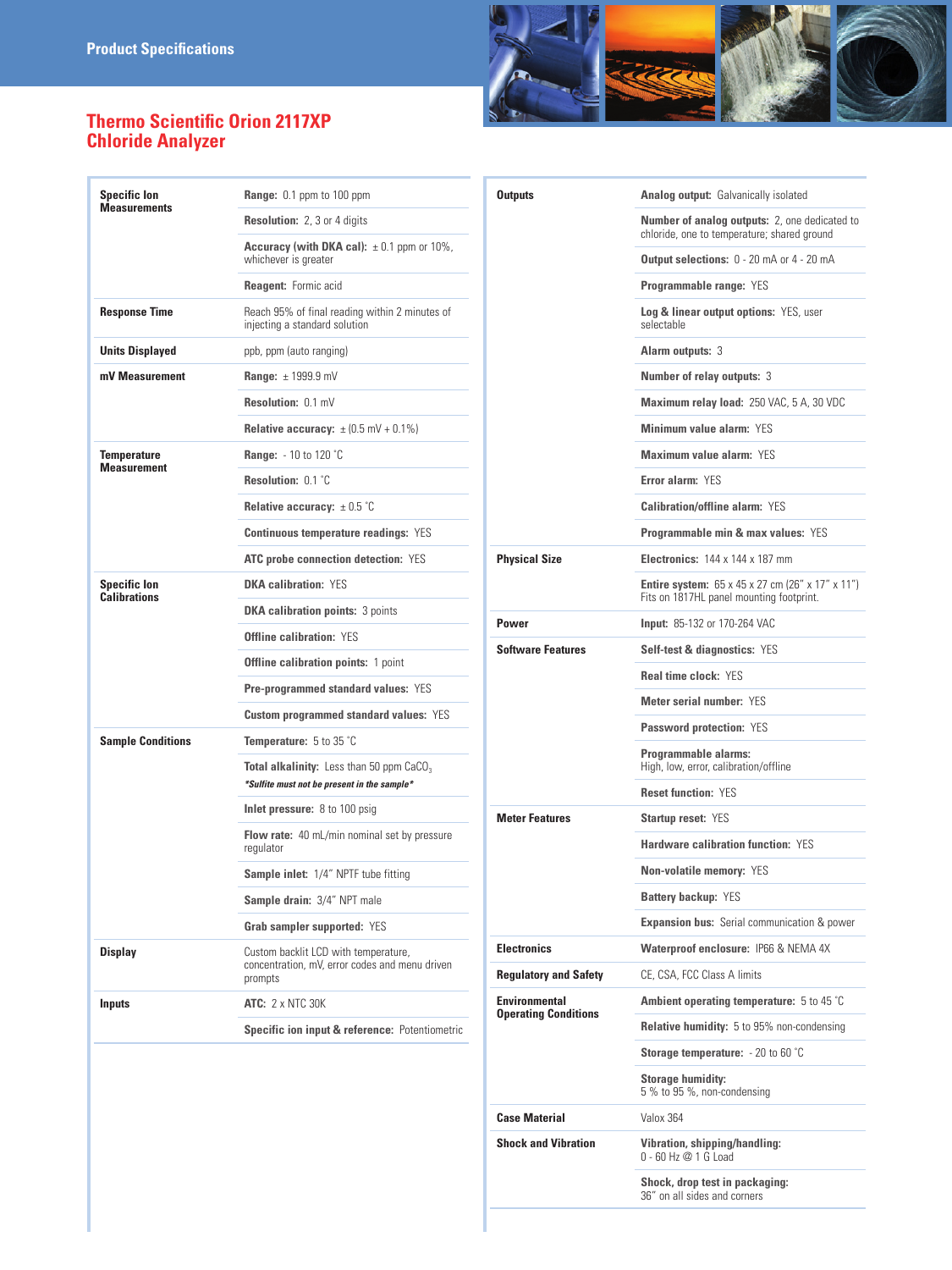## Product Specifications

# Thermo Scientific Orion 2117XP Chloride Analyzer

| | |
|---|---|
| **Specific Ion Measurements** | **Range:** 0.1 ppm to 100 ppm |
| | **Resolution:** 2, 3 or 4 digits |
| | **Accuracy (with DKA cal):** ± 0.1 ppm or 10%, whichever is greater |
| | **Reagent:** Formic acid |
| **Response Time** | Reach 95% of final reading within 2 minutes of injecting a standard solution |
| **Units Displayed** | ppb, ppm (auto ranging) |
| **mV Measurement** | **Range:** ± 1999.9 mV |
| | **Resolution:** 0.1 mV |
| | **Relative accuracy:** ± (0.5 mV + 0.1%) |
| **Temperature Measurement** | **Range:** - 10 to 120 °C |
| | **Resolution:** 0.1 °C |
| | **Relative accuracy:** ± 0.5 °C |
| | **Continuous temperature readings:** YES |
| | **ATC probe connection detection:** YES |
| **Specific Ion Calibrations** | **DKA calibration:** YES |
| | **DKA calibration points:** 3 points |
| | **Offline calibration:** YES |
| | **Offline calibration points:** 1 point |
| | **Pre-programmed standard values:** YES |
| | **Custom programmed standard values:** YES |
| **Sample Conditions** | **Temperature:** 5 to 35 °C |
| | **Total alkalinity:** Less than 50 ppm $CaCO_3$ ***Sulfite must not be present in the sample*** |
| | **Inlet pressure:** 8 to 100 psig |
| | **Flow rate:** 40 mL/min nominal set by pressure regulator |
| | **Sample inlet:** 1/4" NPTF tube fitting |
| | **Sample drain:** 3/4" NPT male |
| | **Grab sampler supported:** YES |
| **Display** | Custom backlit LCD with temperature, concentration, mV, error codes and menu driven prompts |
| **Inputs** | **ATC:** 2 x NTC 30K |
| | **Specific ion input & reference:** Potentiometric |

| | |
|---|---|
| **Outputs** | **Analog output:** Galvanically isolated |
| | **Number of analog outputs:** 2, one dedicated to chloride, one to temperature; shared ground |
| | **Output selections:** 0 - 20 mA or 4 - 20 mA |
| | **Programmable range:** YES |
| | **Log & linear output options:** YES, user selectable |
| | **Alarm outputs:** 3 |
| | **Number of relay outputs:** 3 |
| | **Maximum relay load:** 250 VAC, 5 A, 30 VDC |
| | **Minimum value alarm:** YES |
| | **Maximum value alarm:** YES |
| | **Error alarm:** YES |
| | **Calibration/offline alarm:** YES |
| | **Programmable min & max values:** YES |
| **Physical Size** | **Electronics:** 144 x 144 x 187 mm |
| | **Entire system:** 65 x 45 x 27 cm (26" x 17" x 11") Fits on 1817HL panel mounting footprint. |
| **Power** | **Input:** 85-132 or 170-264 VAC |
| **Software Features** | **Self-test & diagnostics:** YES |
| | **Real time clock:** YES |
| | **Meter serial number:** YES |
| | **Password protection:** YES |
| | **Programmable alarms:** High, low, error, calibration/offline |
| | **Reset function:** YES |
| **Meter Features** | **Startup reset:** YES |
| | **Hardware calibration function:** YES |
| | **Non-volatile memory:** YES |
| | **Battery backup:** YES |
| | **Expansion bus:** Serial communication & power |
| **Electronics** | **Waterproof enclosure:** IP66 & NEMA 4X |
| **Regulatory and Safety** | CE, CSA, FCC Class A limits |
| **Environmental Operating Conditions** | **Ambient operating temperature:** 5 to 45 °C |
| | **Relative humidity:** 5 to 95% non-condensing |
| | **Storage temperature:** - 20 to 60 °C |
| | **Storage humidity:** 5 % to 95 %, non-condensing |
| **Case Material** | Valox 364 |
| **Shock and Vibration** | **Vibration, shipping/handling:** 0 - 60 Hz @ 1 G Load |
| | **Shock, drop test in packaging:** 36" on all sides and corners |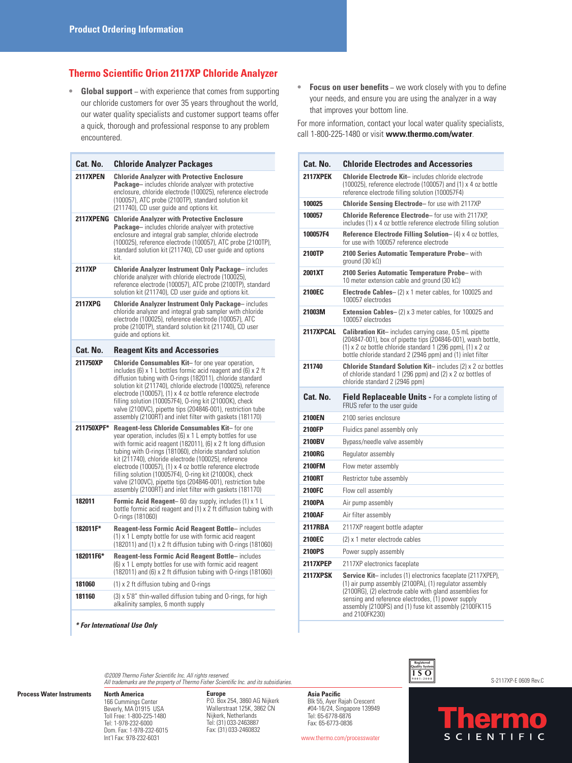Product Ordering Information

## Thermo Scientific Orion 2117XP Chloride Analyzer

- **Global support** – with experience that comes from supporting our chloride customers for over 35 years throughout the world, our water quality specialists and customer support teams offer a quick, thorough and professional response to any problem encountered.
- **Focus on user benefits** – we work closely with you to define your needs, and ensure you are using the analyzer in a way that improves your bottom line.

For more information, contact your local water quality specialists, call 1-800-225-1480 or visit **www.thermo.com/water**.

| Cat. No. | Chloride Analyzer Packages |
|---|---|
| **2117XPEN** | **Chloride Analyzer with Protective Enclosure Package**– includes chloride analyzer with protective enclosure, chloride electrode (100025), reference electrode (100057), ATC probe (2100TP), standard solution kit (211740), CD user guide and options kit. |
| **2117XPENG** | **Chloride Analyzer with Protective Enclosure Package**– includes chloride analyzer with protective enclosure and integral grab sampler, chloride electrode (100025), reference electrode (100057), ATC probe (2100TP), standard solution kit (211740), CD user guide and options kit. |
| **2117XP** | **Chloride Analyzer Instrument Only Package**– includes chloride analyzer with chloride electrode (100025), reference electrode (100057), ATC probe (2100TP), standard solution kit (211740), CD user guide and options kit. |
| **2117XPG** | **Chloride Analyzer Instrument Only Package**– includes chloride analyzer and integral grab sampler with chloride electrode (100025), reference electrode (100057), ATC probe (2100TP), standard solution kit (211740), CD user guide and options kit. |

| Cat. No. | Reagent Kits and Accessories |
|---|---|
| **211750XP** | **Chloride Consumables Kit**– for one year operation, includes (6) x 1 L bottles formic acid reagent and (6) x 2 ft diffusion tubing with O-rings (182011), chloride standard solution kit (211740), chloride electrode (100025), reference electrode (100057), (1) x 4 oz bottle reference electrode filling solution (100057F4), O-ring kit (2100OK), check valve (2100VC), pipette tips (204846-001), restriction tube assembly (2100RT) and inlet filter with gaskets (181170) |
| **211750XPF*** | **Reagent-less Chloride Consumables Kit**– for one year operation, includes (6) x 1 L empty bottles for use with formic acid reagent (182011), (6) x 2 ft long diffusion tubing with O-rings (181060), chloride standard solution kit (211740), chloride electrode (100025), reference electrode (100057), (1) x 4 oz bottle reference electrode filling solution (100057F4), O-ring kit (2100OK), check valve (2100VC), pipette tips (204846-001), restriction tube assembly (2100RT) and inlet filter with gaskets (181170) |
| **182011** | **Formic Acid Reagent**– 60 day supply, includes (1) x 1 L bottle formic acid reagent and (1) x 2 ft diffusion tubing with O-rings (181060) |
| **182011F*** | **Reagent-less Formic Acid Reagent Bottle**– includes (1) x 1 L empty bottle for use with formic acid reagent (182011) and (1) x 2 ft diffusion tubing with O-rings (181060) |
| **182011F6*** | **Reagent-less Formic Acid Reagent Bottle**– includes (6) x 1 L empty bottles for use with formic acid reagent (182011) and (6) x 2 ft diffusion tubing with O-rings (181060) |
| **181060** | (1) x 2 ft diffusion tubing and O-rings |
| **181160** | (3) x 5'8" thin-walled diffusion tubing and O-rings, for high alkalinity samples, 6 month supply |

***\* For International Use Only***

| Cat. No. | Chloride Electrodes and Accessories |
|---|---|
| **2117XPEK** | **Chloride Electrode Kit**– includes chloride electrode (100025), reference electrode (100057) and (1) x 4 oz bottle reference electrode filling solution (100057F4) |
| **100025** | **Chloride Sensing Electrode**– for use with 2117XP |
| **100057** | **Chloride Reference Electrode**– for use with 2117XP, includes (1) x 4 oz bottle reference electrode filling solution |
| **100057F4** | **Reference Electrode Filling Solution**– (4) x 4 oz bottles, for use with 100057 reference electrode |
| **2100TP** | **2100 Series Automatic Temperature Probe**– with ground (30 kΩ) |
| **2001XT** | **2100 Series Automatic Temperature Probe**– with 10 meter extension cable and ground (30 kΩ) |
| **2100EC** | **Electrode Cables**– (2) x 1 meter cables, for 100025 and 100057 electrodes |
| **21003M** | **Extension Cables**– (2) x 3 meter cables, for 100025 and 100057 electrodes |
| **2117XPCAL** | **Calibration Kit**– includes carrying case, 0.5 mL pipette (204847-001), box of pipette tips (204846-001), wash bottle, (1) x 2 oz bottle chloride standard 1 (296 ppm), (1) x 2 oz bottle chloride standard 2 (2946 ppm) and (1) inlet filter |
| **211740** | **Chloride Standard Solution Kit**– includes (2) x 2 oz bottles of chloride standard 1 (296 ppm) and (2) x 2 oz bottles of chloride standard 2 (2946 ppm) |

| Cat. No. | **Field Replaceable Units** - For a complete listing of FRUS refer to the user guide |
|---|---|
| **2100EN** | 2100 series enclosure |
| **2100FP** | Fluidics panel assembly only |
| **2100BV** | Bypass/needle valve assembly |
| **2100RG** | Regulator assembly |
| **2100FM** | Flow meter assembly |
| **2100RT** | Restrictor tube assembly |
| **2100FC** | Flow cell assembly |
| **2100PA** | Air pump assembly |
| **2100AF** | Air filter assembly |
| **2117RBA** | 2117XP reagent bottle adapter |
| **2100EC** | (2) x 1 meter electrode cables |
| **2100PS** | Power supply assembly |
| **2117XPEP** | 2117XP electronics faceplate |
| **2117XPSK** | **Service Kit**– includes (1) electronics faceplate (2117XPEP), (1) air pump assembly (2100PA), (1) regulator assembly (2100RG), (2) electrode cable with gland assemblies for sensing and reference electrodes, (1) power supply assembly (2100PS) and (1) fuse kit assembly (2100FK115 and 2100FK230) |

*©2009 Thermo Fisher Scientific Inc. All rights reserved.*
*All trademarks are the property of Thermo Fisher Scientific Inc. and its subsidiaries.*

S-2117XP-E 0609 Rev.C

**Process Water Instruments**

**North America**
166 Cummings Center
Beverly, MA 01915 USA
Toll Free: 1-800-225-1480
Tel: 1-978-232-6000
Dom. Fax: 1-978-232-6015
Int'l Fax: 978-232-6031

**Europe**
P.O. Box 254, 3860 AG Nijkerk
Wallerstraat 125K, 3862 CN
Nijkerk, Netherlands
Tel: (31) 033-2463887
Fax: (31) 033-2460832

**Asia Pacific**
Blk 55, Ayer Rajah Crescent
#04-16/24, Singapore 139949
Tel: 65-6778-6876
Fax: 65-6773-0836

www.thermo.com/processwater

Thermo SCIENTIFIC